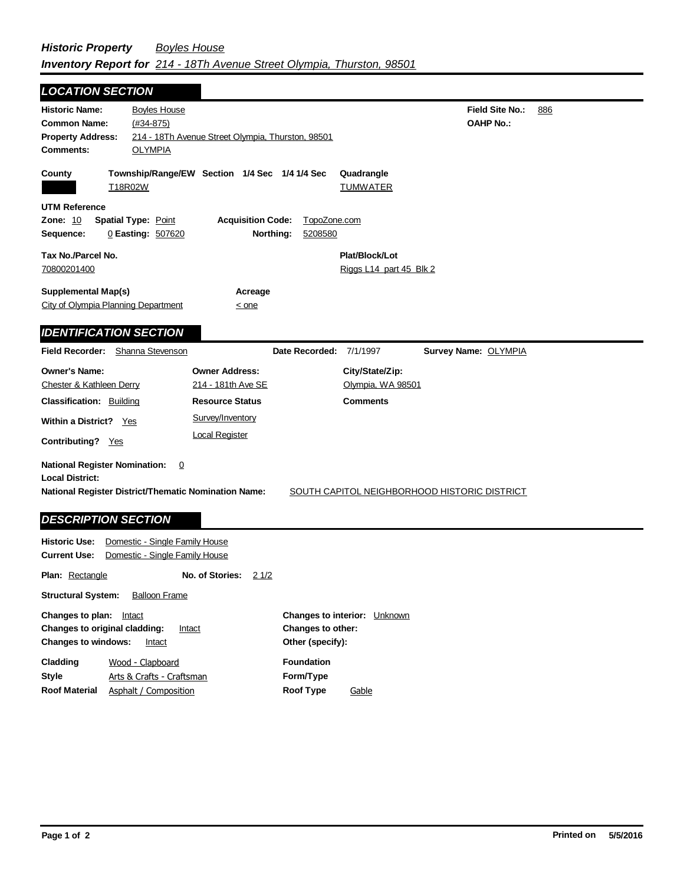***Historic Property*** *Boyles House*
***Inventory Report for*** *214 - 18Th Avenue Street Olympia, Thurston, 98501*

## LOCATION SECTION

**Historic Name:** Boyles House
**Common Name:** (#34-875)
**Property Address:** 214 - 18Th Avenue Street Olympia, Thurston, 98501
**Comments:** OLYMPIA

**Field Site No.:** 886
**OAHP No.:**

| County | Township/Range/EW | Section | 1/4 Sec | 1/4 1/4 Sec | Quadrangle |
|---|---|---|---|---|---|
| | T18R02W | | | | TUMWATER |

**UTM Reference**
**Zone:** 10 **Spatial Type:** Point **Acquisition Code:** TopoZone.com
**Sequence:** 0 **Easting:** 507620 **Northing:** 5208580

**Tax No./Parcel No.** 70800201400
**Plat/Block/Lot** Riggs L14 part 45 Blk 2

**Supplemental Map(s)** City of Olympia Planning Department
**Acreage** < one

## IDENTIFICATION SECTION

**Field Recorder:** Shanna Stevenson **Date Recorded:** 7/1/1997 **Survey Name:** OLYMPIA

| Owner's Name: | Owner Address: | City/State/Zip: |
|---|---|---|
| Chester & Kathleen Derry | 214 - 181th Ave SE | Olympia, WA 98501 |

**Classification:** Building
**Within a District?** Yes
**Contributing?** Yes

**Resource Status**
Survey/Inventory
Local Register

**Comments**

**National Register Nomination:** 0
**Local District:**
**National Register District/Thematic Nomination Name:** SOUTH CAPITOL NEIGHBORHOOD HISTORIC DISTRICT

## DESCRIPTION SECTION

**Historic Use:** Domestic - Single Family House
**Current Use:** Domestic - Single Family House

**Plan:** Rectangle **No. of Stories:** 2 1/2

**Structural System:** Balloon Frame

**Changes to plan:** Intact
**Changes to original cladding:** Intact
**Changes to windows:** Intact
**Changes to interior:** Unknown
**Changes to other:**
**Other (specify):**

**Cladding** Wood - Clapboard
**Style** Arts & Crafts - Craftsman
**Roof Material** Asphalt / Composition
**Foundation**
**Form/Type**
**Roof Type** Gable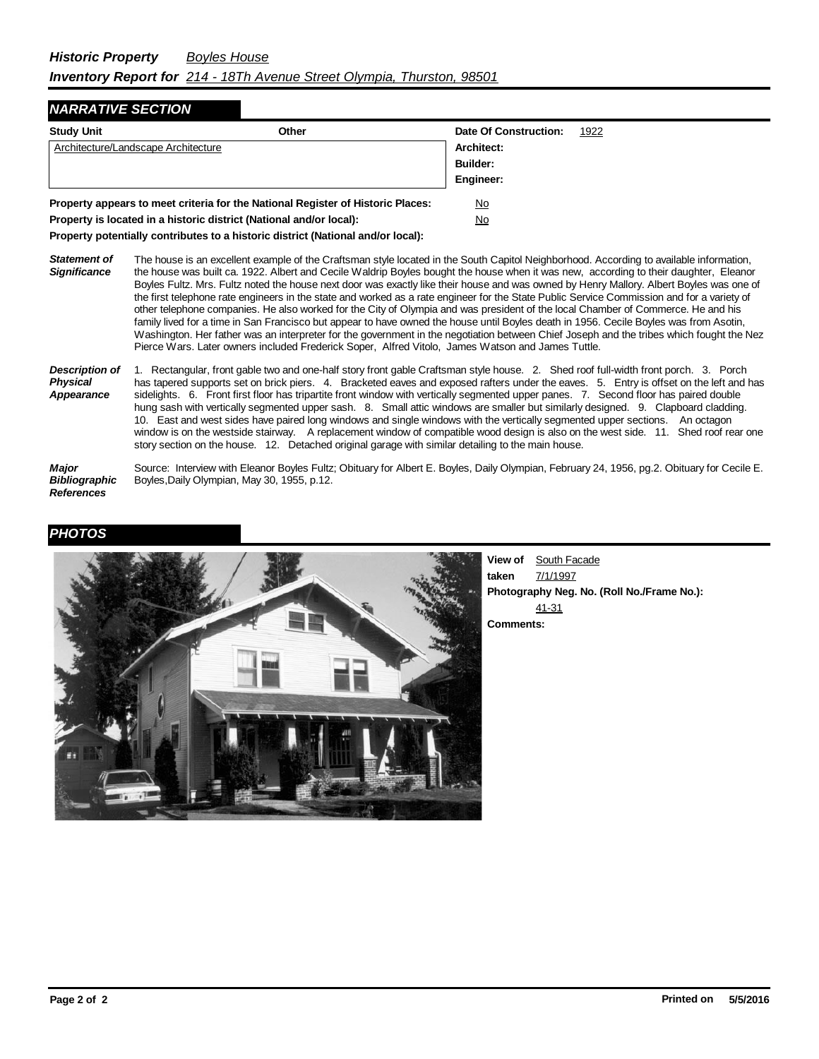## Historic Property Inventory Report for

*Boyles House*

*214 - 18Th Avenue Street Olympia, Thurston, 98501*

## NARRATIVE SECTION

| Study Unit | Other | | |
|---|---|---|---|
| Architecture/Landscape Architecture | | **Date Of Construction:** | 1922 |
| | | **Architect:** | |
| | | **Builder:** | |
| | | **Engineer:** | |

**Property appears to meet criteria for the National Register of Historic Places:** No

**Property is located in a historic district (National and/or local):** No

**Property potentially contributes to a historic district (National and/or local):**

***Statement of Significance***

The house is an excellent example of the Craftsman style located in the South Capitol Neighborhood. According to available information, the house was built ca. 1922. Albert and Cecile Waldrip Boyles bought the house when it was new, according to their daughter, Eleanor Boyles Fultz. Mrs. Fultz noted the house next door was exactly like their house and was owned by Henry Mallory. Albert Boyles was one of the first telephone rate engineers in the state and worked as a rate engineer for the State Public Service Commission and for a variety of other telephone companies. He also worked for the City of Olympia and was president of the local Chamber of Commerce. He and his family lived for a time in San Francisco but appear to have owned the house until Boyles death in 1956. Cecile Boyles was from Asotin, Washington. Her father was an interpreter for the government in the negotiation between Chief Joseph and the tribes which fought the Nez Pierce Wars. Later owners included Frederick Soper, Alfred Vitolo, James Watson and James Tuttle.

***Description of Physical Appearance***

1. Rectangular, front gable two and one-half story front gable Craftsman style house. 2. Shed roof full-width front porch. 3. Porch has tapered supports set on brick piers. 4. Bracketed eaves and exposed rafters under the eaves. 5. Entry is offset on the left and has sidelights. 6. Front first floor has tripartite front window with vertically segmented upper panes. 7. Second floor has paired double hung sash with vertically segmented upper sash. 8. Small attic windows are smaller but similarly designed. 9. Clapboard cladding. 10. East and west sides have paired long windows and single windows with the vertically segmented upper sections. An octagon window is on the westside stairway. A replacement window of compatible wood design is also on the west side. 11. Shed roof rear one story section on the house. 12. Detached original garage with similar detailing to the main house.

***Major Bibliographic References***

Source: Interview with Eleanor Boyles Fultz; Obituary for Albert E. Boyles, Daily Olympian, February 24, 1956, pg.2. Obituary for Cecile E. Boyles,Daily Olympian, May 30, 1955, p.12.

## PHOTOS

**View of** South Facade

**taken** 7/1/1997

**Photography Neg. No. (Roll No./Frame No.):** 41-31

**Comments:**

**Printed on** 5/5/2016